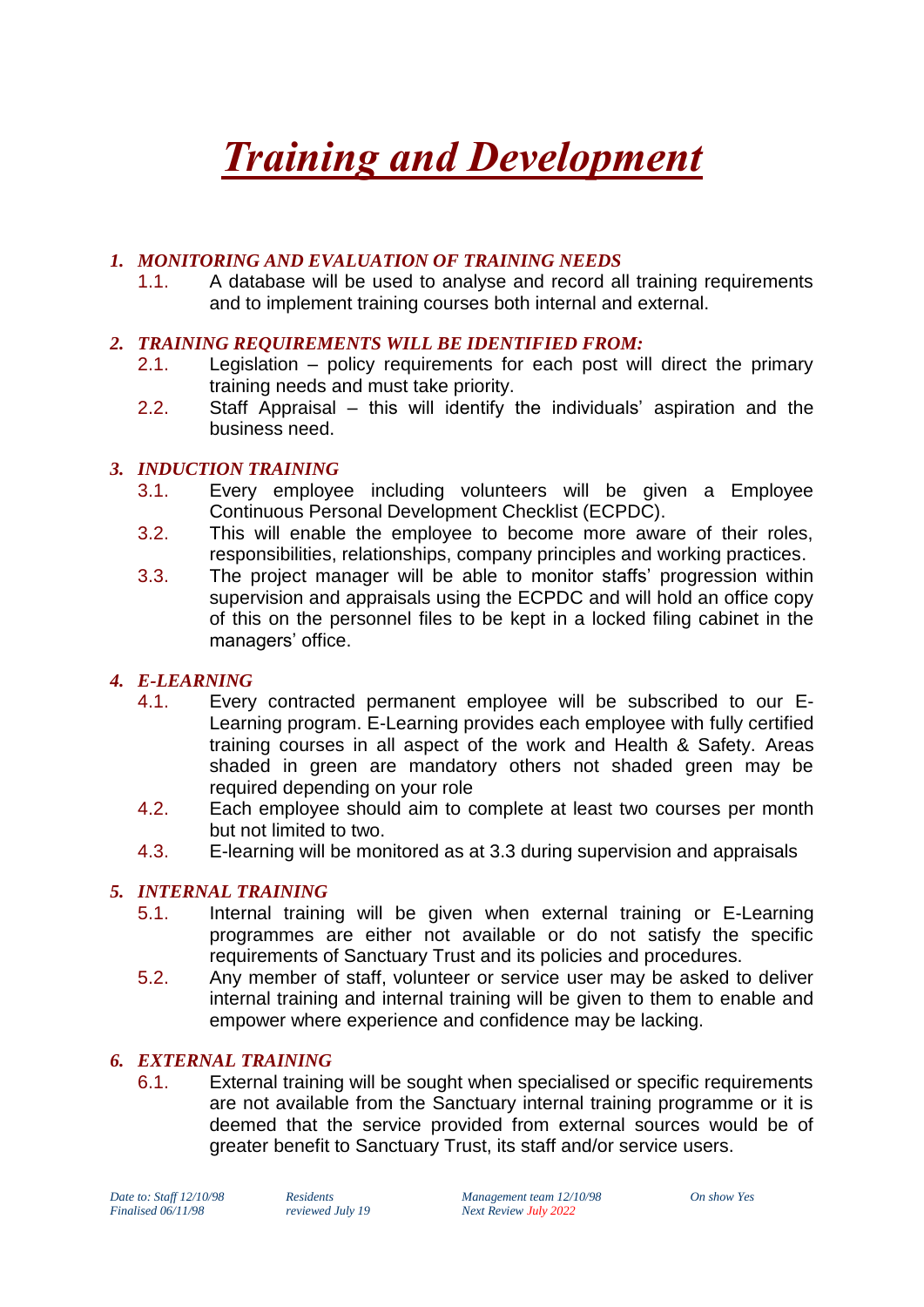# *Training and Development*

## *1. MONITORING AND EVALUATION OF TRAINING NEEDS*

1.1. A database will be used to analyse and record all training requirements and to implement training courses both internal and external.

## *2. TRAINING REQUIREMENTS WILL BE IDENTIFIED FROM:*

2.1. Legislation – policy requirements for each post will direct the primary training needs and must take priority.

2.2. Staff Appraisal – this will identify the individuals' aspiration and the business need.

## *3. INDUCTION TRAINING*

3.1. Every employee including volunteers will be given a Employee Continuous Personal Development Checklist (ECPDC).

3.2. This will enable the employee to become more aware of their roles, responsibilities, relationships, company principles and working practices.

3.3. The project manager will be able to monitor staffs' progression within supervision and appraisals using the ECPDC and will hold an office copy of this on the personnel files to be kept in a locked filing cabinet in the managers' office.

## *4. E-LEARNING*

4.1. Every contracted permanent employee will be subscribed to our E-Learning program. E-Learning provides each employee with fully certified training courses in all aspect of the work and Health & Safety. Areas shaded in green are mandatory others not shaded green may be required depending on your role

4.2. Each employee should aim to complete at least two courses per month but not limited to two.

4.3. E-learning will be monitored as at 3.3 during supervision and appraisals

## *5. INTERNAL TRAINING*

5.1. Internal training will be given when external training or E-Learning programmes are either not available or do not satisfy the specific requirements of Sanctuary Trust and its policies and procedures.

5.2. Any member of staff, volunteer or service user may be asked to deliver internal training and internal training will be given to them to enable and empower where experience and confidence may be lacking.

## *6. EXTERNAL TRAINING*

6.1. External training will be sought when specialised or specific requirements are not available from the Sanctuary internal training programme or it is deemed that the service provided from external sources would be of greater benefit to Sanctuary Trust, its staff and/or service users.

*Date to: Staff 12/10/98* | *Residents* | *Management team 12/10/98* | *On show Yes*
*Finalised 06/11/98* | *reviewed July 19* | *Next Review July 2022*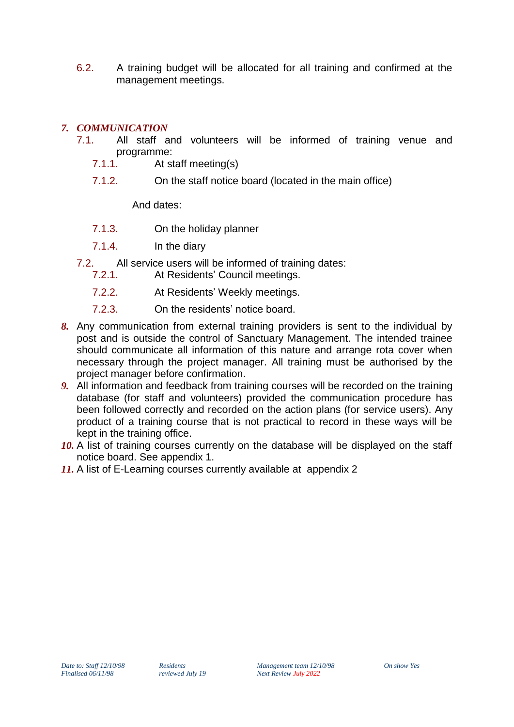6.2. A training budget will be allocated for all training and confirmed at the management meetings.

## *7. COMMUNICATION*

7.1. All staff and volunteers will be informed of training venue and programme:

- 7.1.1. At staff meeting(s)
- 7.1.2. On the staff notice board (located in the main office)

And dates:

- 7.1.3. On the holiday planner
- 7.1.4. In the diary

7.2. All service users will be informed of training dates:

- 7.2.1. At Residents' Council meetings.
- 7.2.2. At Residents' Weekly meetings.
- 7.2.3. On the residents' notice board.

***8.*** Any communication from external training providers is sent to the individual by post and is outside the control of Sanctuary Management. The intended trainee should communicate all information of this nature and arrange rota cover when necessary through the project manager. All training must be authorised by the project manager before confirmation.

***9.*** All information and feedback from training courses will be recorded on the training database (for staff and volunteers) provided the communication procedure has been followed correctly and recorded on the action plans (for service users). Any product of a training course that is not practical to record in these ways will be kept in the training office.

***10.*** A list of training courses currently on the database will be displayed on the staff notice board. See appendix 1.

***11.*** A list of E-Learning courses currently available at appendix 2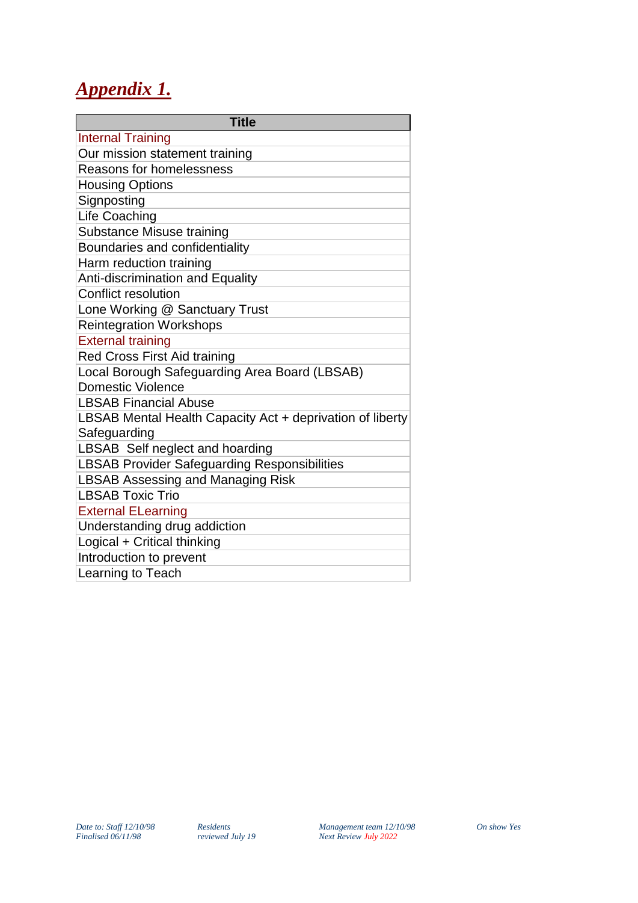# ***Appendix 1.***

| Title |
| --- |
| Internal Training |
| Our mission statement training |
| Reasons for homelessness |
| Housing Options |
| Signposting |
| Life Coaching |
| Substance Misuse training |
| Boundaries and confidentiality |
| Harm reduction training |
| Anti-discrimination and Equality |
| Conflict resolution |
| Lone Working @ Sanctuary Trust |
| Reintegration Workshops |
| External training |
| Red Cross First Aid training |
| Local Borough Safeguarding Area Board (LBSAB) Domestic Violence |
| LBSAB Financial Abuse |
| LBSAB Mental Health Capacity Act + deprivation of liberty Safeguarding |
| LBSAB Self neglect and hoarding |
| LBSAB Provider Safeguarding Responsibilities |
| LBSAB Assessing and Managing Risk |
| LBSAB Toxic Trio |
| External ELearning |
| Understanding drug addiction |
| Logical + Critical thinking |
| Introduction to prevent |
| Learning to Teach |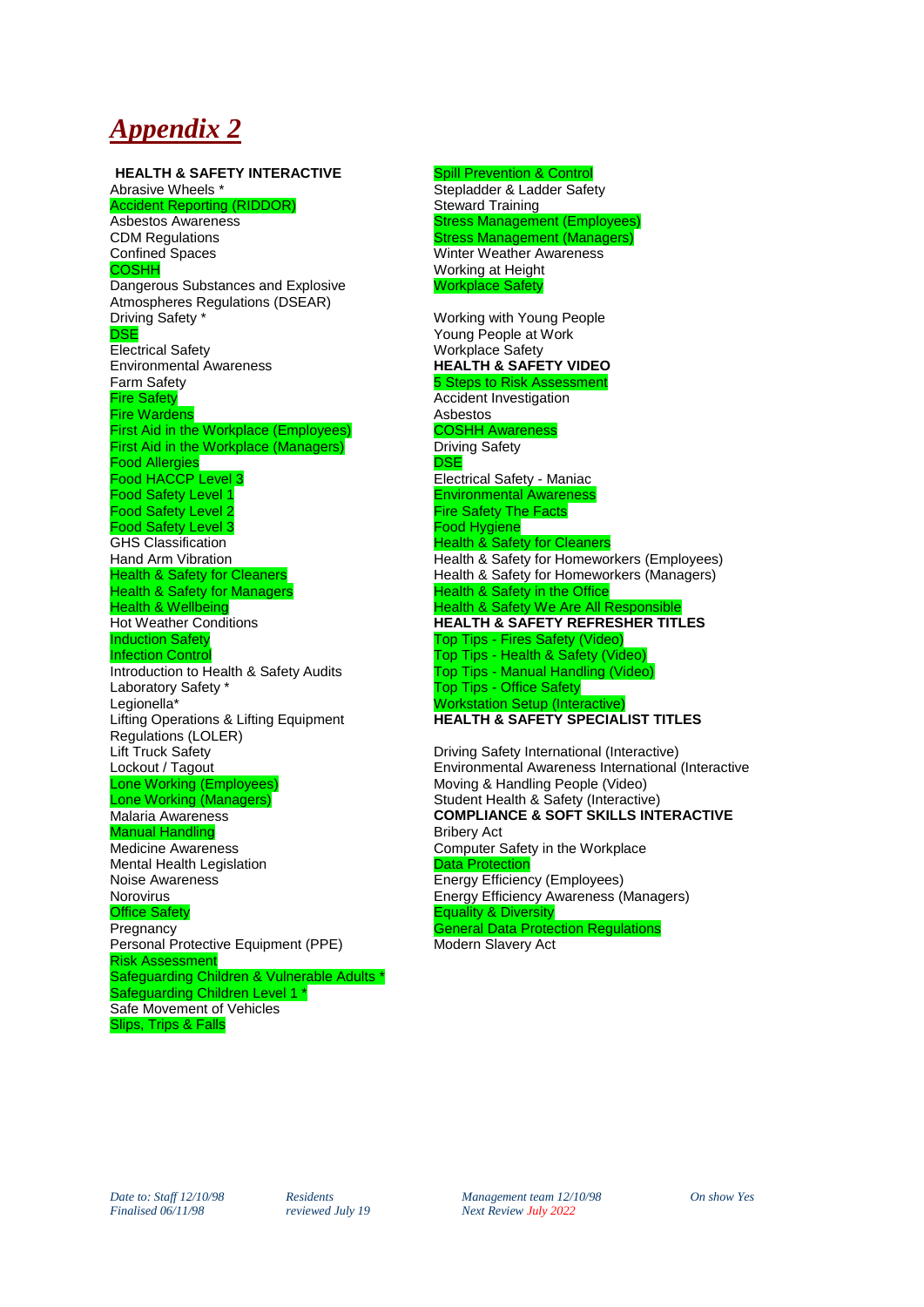# *Appendix 2*

**HEALTH & SAFETY INTERACTIVE**

Abrasive Wheels *
Accident Reporting (RIDDOR)
Asbestos Awareness
CDM Regulations
Confined Spaces
COSHH
Dangerous Substances and Explosive Atmospheres Regulations (DSEAR)
Driving Safety *
DSE
Electrical Safety
Environmental Awareness
Farm Safety
Fire Safety
Fire Wardens
First Aid in the Workplace (Employees)
First Aid in the Workplace (Managers)
Food Allergies
Food HACCP Level 3
Food Safety Level 1
Food Safety Level 2
Food Safety Level 3
GHS Classification
Hand Arm Vibration
Health & Safety for Cleaners
Health & Safety for Managers
Health & Wellbeing
Hot Weather Conditions
Induction Safety
Infection Control
Introduction to Health & Safety Audits
Laboratory Safety *
Legionella*
Lifting Operations & Lifting Equipment Regulations (LOLER)
Lift Truck Safety
Lockout / Tagout
Lone Working (Employees)
Lone Working (Managers)
Malaria Awareness
Manual Handling
Medicine Awareness
Mental Health Legislation
Noise Awareness
Norovirus
Office Safety
Pregnancy
Personal Protective Equipment (PPE)
Risk Assessment
Safeguarding Children & Vulnerable Adults *
Safeguarding Children Level 1 *
Safe Movement of Vehicles
Slips, Trips & Falls
Spill Prevention & Control
Stepladder & Ladder Safety
Steward Training
Stress Management (Employees)
Stress Management (Managers)
Winter Weather Awareness
Working at Height
Workplace Safety

Working with Young People
Young People at Work
Workplace Safety

**HEALTH & SAFETY VIDEO**

5 Steps to Risk Assessment
Accident Investigation
Asbestos
COSHH Awareness
Driving Safety
DSE
Electrical Safety - Maniac
Environmental Awareness
Fire Safety The Facts
Food Hygiene
Health & Safety for Cleaners
Health & Safety for Homeworkers (Employees)
Health & Safety for Homeworkers (Managers)
Health & Safety in the Office
Health & Safety We Are All Responsible

**HEALTH & SAFETY REFRESHER TITLES**

Top Tips - Fires Safety (Video)
Top Tips - Health & Safety (Video)
Top Tips - Manual Handling (Video)
Top Tips - Office Safety
Workstation Setup (Interactive)

**HEALTH & SAFETY SPECIALIST TITLES**

Driving Safety International (Interactive)
Environmental Awareness International (Interactive
Moving & Handling People (Video)
Student Health & Safety (Interactive)

**COMPLIANCE & SOFT SKILLS INTERACTIVE**

Bribery Act
Computer Safety in the Workplace
Data Protection
Energy Efficiency (Employees)
Energy Efficiency Awareness (Managers)
Equality & Diversity
General Data Protection Regulations
Modern Slavery Act

*Date to: Staff 12/10/98* | *Residents* | *Management team 12/10/98* | *On show Yes*
*Finalised 06/11/98* | *reviewed July 19* | *Next Review July 2022*